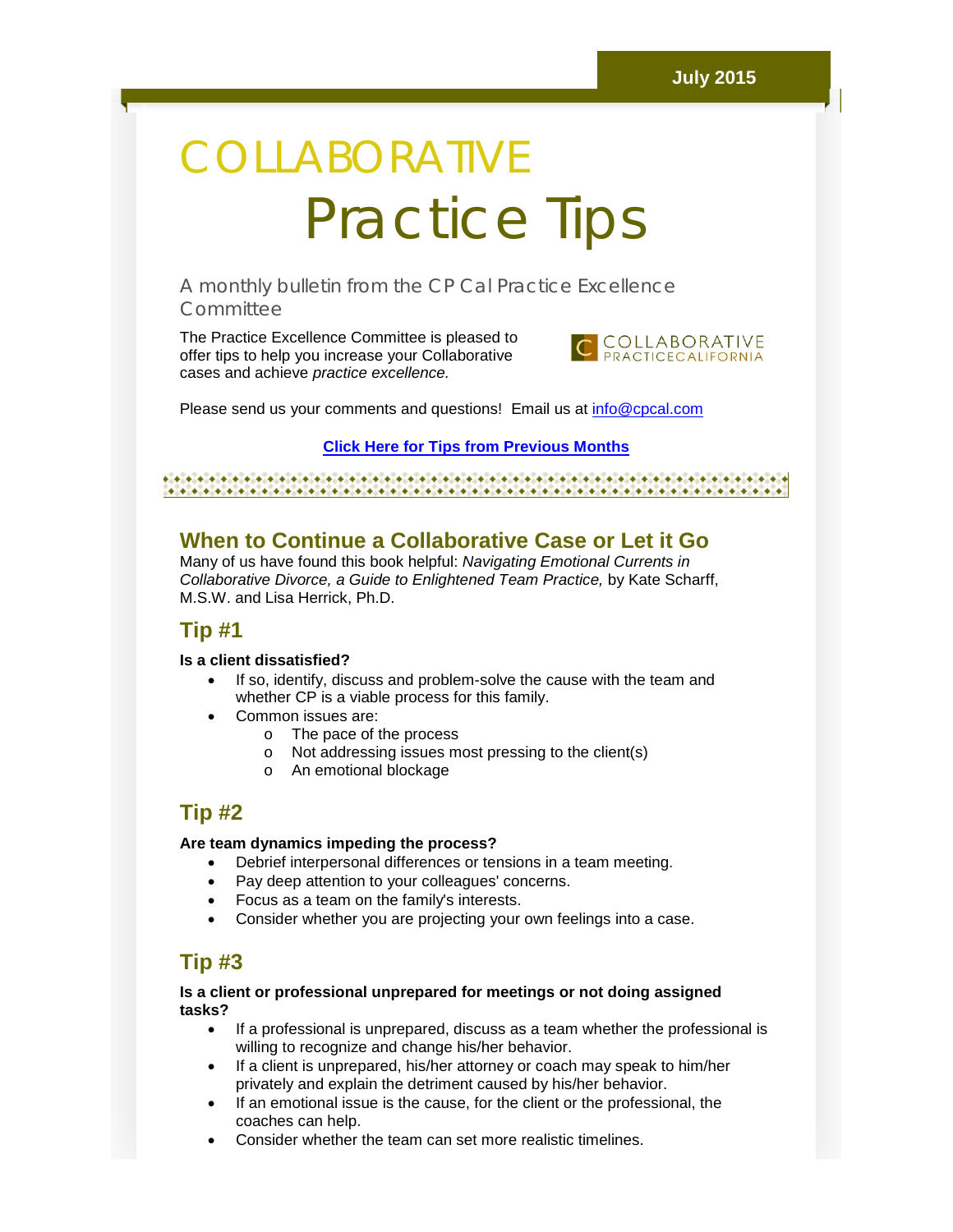July 2015

# COLLABORATIVE Practice Tips

A monthly bulletin from the CP Cal Practice Excellence Committee

The Practice Excellence Committee is pleased to offer tips to help you increase your Collaborative cases and achieve *practice excellence.*

COLLABORATIVE PRACTICECALIFORNIA

Please send us your comments and questions! Email us at info@cpcal.com

**Click Here for Tips from Previous Months**

## When to Continue a Collaborative Case or Let it Go

Many of us have found this book helpful: *Navigating Emotional Currents in Collaborative Divorce, a Guide to Enlightened Team Practice,* by Kate Scharff, M.S.W. and Lisa Herrick, Ph.D.

## Tip #1

**Is a client dissatisfied?**

- If so, identify, discuss and problem-solve the cause with the team and whether CP is a viable process for this family.
- Common issues are:
  - The pace of the process
  - Not addressing issues most pressing to the client(s)
  - An emotional blockage

## Tip #2

**Are team dynamics impeding the process?**

- Debrief interpersonal differences or tensions in a team meeting.
- Pay deep attention to your colleagues' concerns.
- Focus as a team on the family's interests.
- Consider whether you are projecting your own feelings into a case.

## Tip #3

**Is a client or professional unprepared for meetings or not doing assigned tasks?**

- If a professional is unprepared, discuss as a team whether the professional is willing to recognize and change his/her behavior.
- If a client is unprepared, his/her attorney or coach may speak to him/her privately and explain the detriment caused by his/her behavior.
- If an emotional issue is the cause, for the client or the professional, the coaches can help.
- Consider whether the team can set more realistic timelines.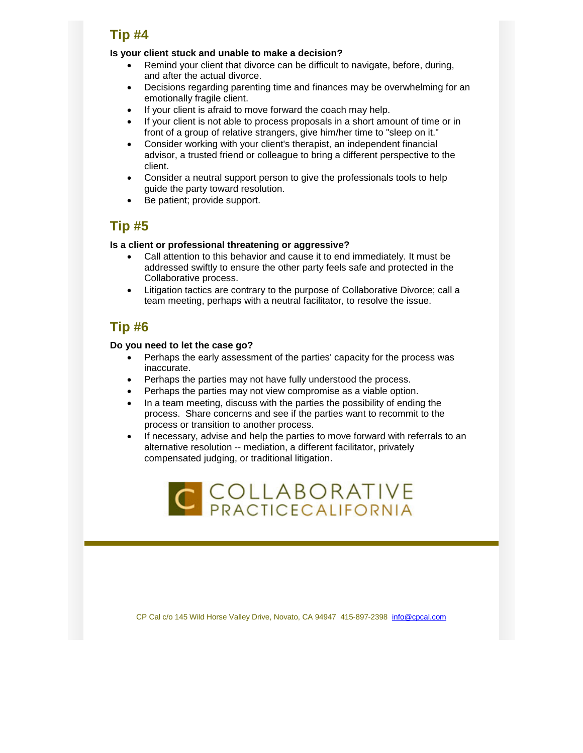## Tip #4

**Is your client stuck and unable to make a decision?**

- Remind your client that divorce can be difficult to navigate, before, during, and after the actual divorce.
- Decisions regarding parenting time and finances may be overwhelming for an emotionally fragile client.
- If your client is afraid to move forward the coach may help.
- If your client is not able to process proposals in a short amount of time or in front of a group of relative strangers, give him/her time to "sleep on it."
- Consider working with your client's therapist, an independent financial advisor, a trusted friend or colleague to bring a different perspective to the client.
- Consider a neutral support person to give the professionals tools to help guide the party toward resolution.
- Be patient; provide support.

## Tip #5

**Is a client or professional threatening or aggressive?**

- Call attention to this behavior and cause it to end immediately. It must be addressed swiftly to ensure the other party feels safe and protected in the Collaborative process.
- Litigation tactics are contrary to the purpose of Collaborative Divorce; call a team meeting, perhaps with a neutral facilitator, to resolve the issue.

## Tip #6

**Do you need to let the case go?**

- Perhaps the early assessment of the parties' capacity for the process was inaccurate.
- Perhaps the parties may not have fully understood the process.
- Perhaps the parties may not view compromise as a viable option.
- In a team meeting, discuss with the parties the possibility of ending the process. Share concerns and see if the parties want to recommit to the process or transition to another process.
- If necessary, advise and help the parties to move forward with referrals to an alternative resolution -- mediation, a different facilitator, privately compensated judging, or traditional litigation.

COLLABORATIVE PRACTICE CALIFORNIA

CP Cal c/o 145 Wild Horse Valley Drive, Novato, CA 94947 415-897-2398 info@cpcal.com